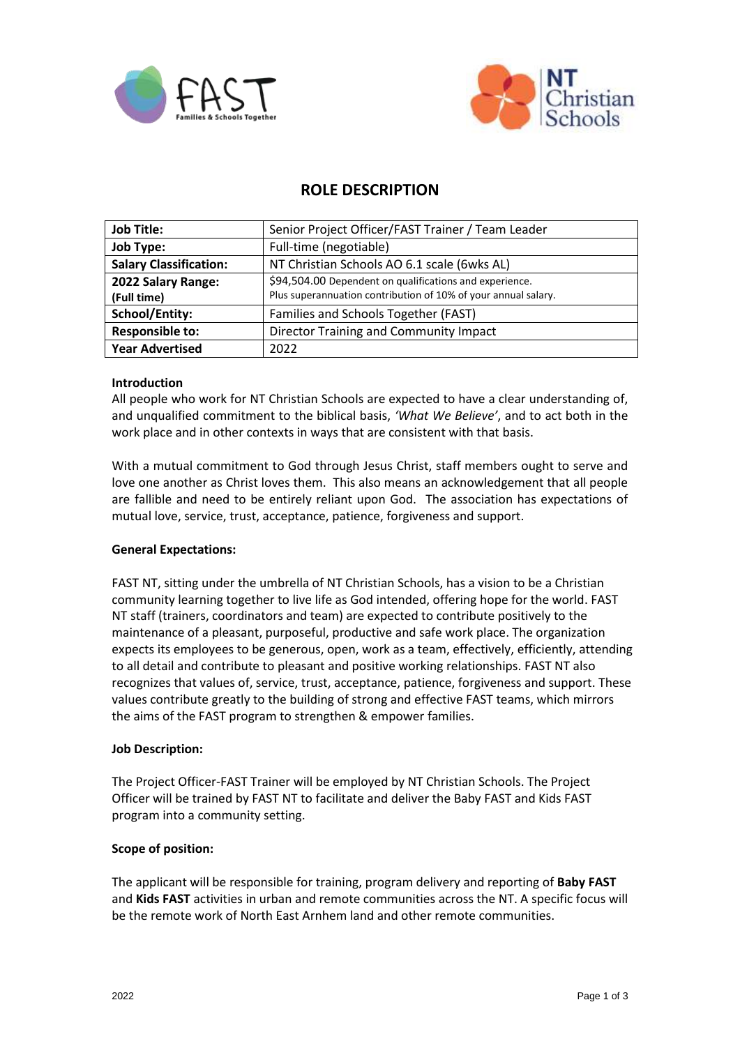# ROLE DESCRIPTION

| **Job Title:** | Senior Project Officer/FAST Trainer / Team Leader |
|---|---|
| **Job Type:** | Full-time (negotiable) |
| **Salary Classification:** | NT Christian Schools AO 6.1 scale (6wks AL) |
| **2022 Salary Range: (Full time)** | $94,504.00 Dependent on qualifications and experience. Plus superannuation contribution of 10% of your annual salary. |
| **School/Entity:** | Families and Schools Together (FAST) |
| **Responsible to:** | Director Training and Community Impact |
| **Year Advertised** | 2022 |

**Introduction**

All people who work for NT Christian Schools are expected to have a clear understanding of, and unqualified commitment to the biblical basis, *'What We Believe'*, and to act both in the work place and in other contexts in ways that are consistent with that basis.

With a mutual commitment to God through Jesus Christ, staff members ought to serve and love one another as Christ loves them. This also means an acknowledgement that all people are fallible and need to be entirely reliant upon God. The association has expectations of mutual love, service, trust, acceptance, patience, forgiveness and support.

**General Expectations:**

FAST NT, sitting under the umbrella of NT Christian Schools, has a vision to be a Christian community learning together to live life as God intended, offering hope for the world. FAST NT staff (trainers, coordinators and team) are expected to contribute positively to the maintenance of a pleasant, purposeful, productive and safe work place. The organization expects its employees to be generous, open, work as a team, effectively, efficiently, attending to all detail and contribute to pleasant and positive working relationships. FAST NT also recognizes that values of, service, trust, acceptance, patience, forgiveness and support. These values contribute greatly to the building of strong and effective FAST teams, which mirrors the aims of the FAST program to strengthen & empower families.

**Job Description:**

The Project Officer-FAST Trainer will be employed by NT Christian Schools. The Project Officer will be trained by FAST NT to facilitate and deliver the Baby FAST and Kids FAST program into a community setting.

**Scope of position:**

The applicant will be responsible for training, program delivery and reporting of **Baby FAST** and **Kids FAST** activities in urban and remote communities across the NT. A specific focus will be the remote work of North East Arnhem land and other remote communities.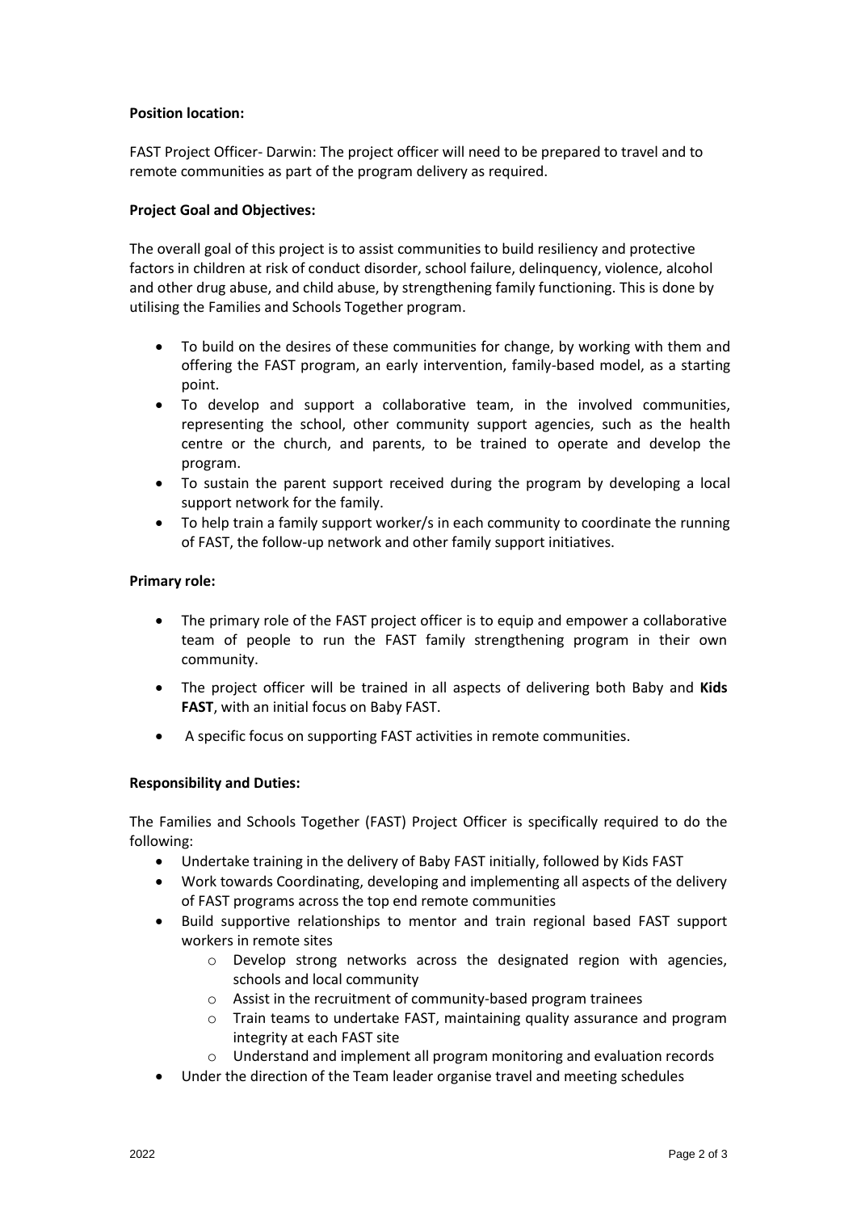**Position location:**

FAST Project Officer- Darwin: The project officer will need to be prepared to travel and to remote communities as part of the program delivery as required.

**Project Goal and Objectives:**

The overall goal of this project is to assist communities to build resiliency and protective factors in children at risk of conduct disorder, school failure, delinquency, violence, alcohol and other drug abuse, and child abuse, by strengthening family functioning. This is done by utilising the Families and Schools Together program.

- To build on the desires of these communities for change, by working with them and offering the FAST program, an early intervention, family-based model, as a starting point.
- To develop and support a collaborative team, in the involved communities, representing the school, other community support agencies, such as the health centre or the church, and parents, to be trained to operate and develop the program.
- To sustain the parent support received during the program by developing a local support network for the family.
- To help train a family support worker/s in each community to coordinate the running of FAST, the follow-up network and other family support initiatives.

**Primary role:**

- The primary role of the FAST project officer is to equip and empower a collaborative team of people to run the FAST family strengthening program in their own community.
- The project officer will be trained in all aspects of delivering both Baby and **Kids FAST**, with an initial focus on Baby FAST.
- A specific focus on supporting FAST activities in remote communities.

**Responsibility and Duties:**

The Families and Schools Together (FAST) Project Officer is specifically required to do the following:

- Undertake training in the delivery of Baby FAST initially, followed by Kids FAST
- Work towards Coordinating, developing and implementing all aspects of the delivery of FAST programs across the top end remote communities
- Build supportive relationships to mentor and train regional based FAST support workers in remote sites
  - Develop strong networks across the designated region with agencies, schools and local community
  - Assist in the recruitment of community-based program trainees
  - Train teams to undertake FAST, maintaining quality assurance and program integrity at each FAST site
  - Understand and implement all program monitoring and evaluation records
- Under the direction of the Team leader organise travel and meeting schedules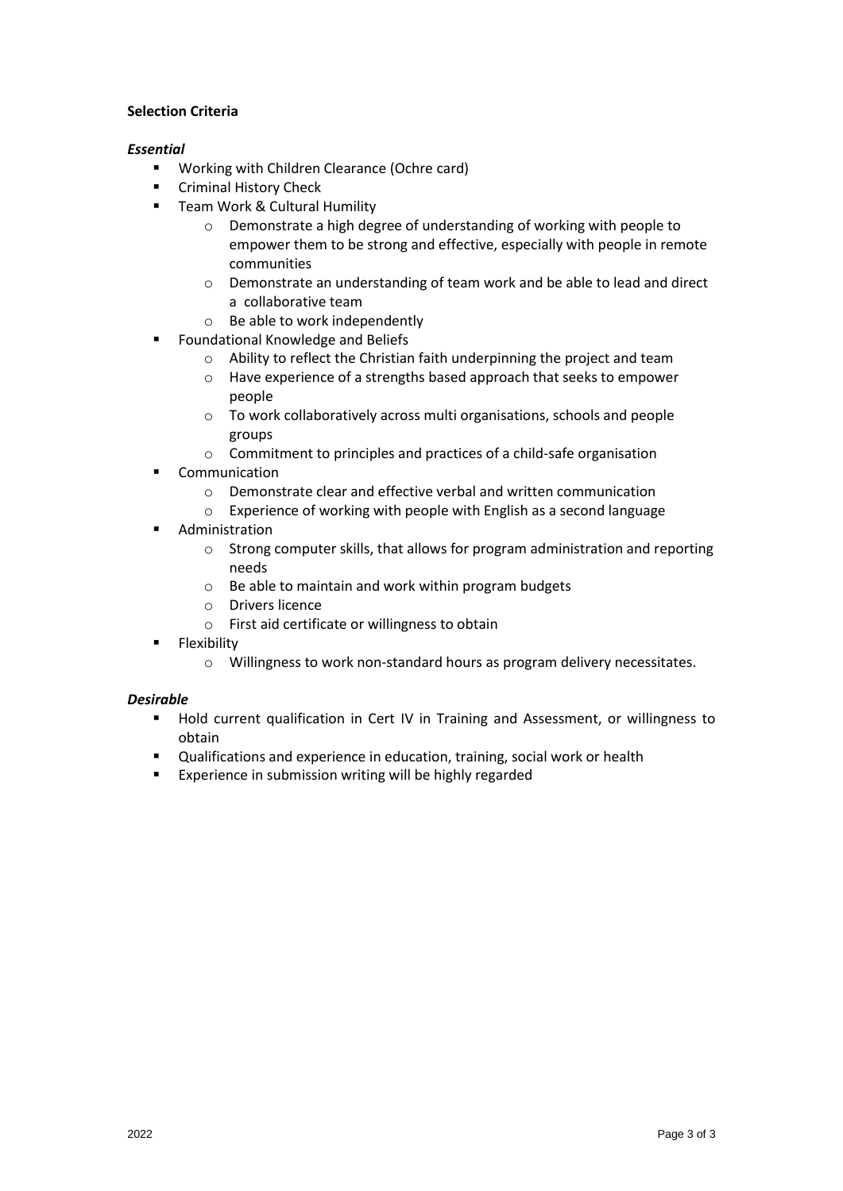**Selection Criteria**

***Essential***

- Working with Children Clearance (Ochre card)
- Criminal History Check
- Team Work & Cultural Humility
    - Demonstrate a high degree of understanding of working with people to empower them to be strong and effective, especially with people in remote communities
    - Demonstrate an understanding of team work and be able to lead and direct a collaborative team
    - Be able to work independently
- Foundational Knowledge and Beliefs
    - Ability to reflect the Christian faith underpinning the project and team
    - Have experience of a strengths based approach that seeks to empower people
    - To work collaboratively across multi organisations, schools and people groups
    - Commitment to principles and practices of a child-safe organisation
- Communication
    - Demonstrate clear and effective verbal and written communication
    - Experience of working with people with English as a second language
- Administration
    - Strong computer skills, that allows for program administration and reporting needs
    - Be able to maintain and work within program budgets
    - Drivers licence
    - First aid certificate or willingness to obtain
- Flexibility
    - Willingness to work non-standard hours as program delivery necessitates.

***Desirable***

- Hold current qualification in Cert IV in Training and Assessment, or willingness to obtain
- Qualifications and experience in education, training, social work or health
- Experience in submission writing will be highly regarded